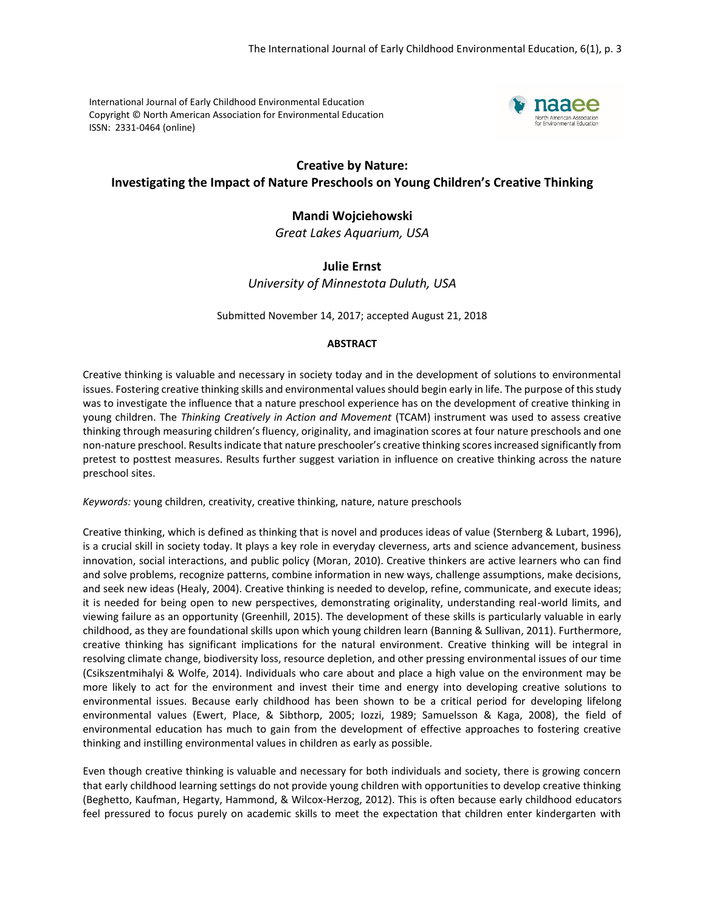International Journal of Early Childhood Environmental Education
Copyright © North American Association for Environmental Education
ISSN: 2331-0464 (online)

# Creative by Nature: Investigating the Impact of Nature Preschools on Young Children's Creative Thinking

**Mandi Wojciehowski**
*Great Lakes Aquarium, USA*

**Julie Ernst**
*University of Minnestota Duluth, USA*

Submitted November 14, 2017; accepted August 21, 2018

## ABSTRACT

Creative thinking is valuable and necessary in society today and in the development of solutions to environmental issues. Fostering creative thinking skills and environmental values should begin early in life. The purpose of this study was to investigate the influence that a nature preschool experience has on the development of creative thinking in young children. The *Thinking Creatively in Action and Movement* (TCAM) instrument was used to assess creative thinking through measuring children's fluency, originality, and imagination scores at four nature preschools and one non-nature preschool. Results indicate that nature preschooler's creative thinking scores increased significantly from pretest to posttest measures. Results further suggest variation in influence on creative thinking across the nature preschool sites.

*Keywords:* young children, creativity, creative thinking, nature, nature preschools

Creative thinking, which is defined as thinking that is novel and produces ideas of value (Sternberg & Lubart, 1996), is a crucial skill in society today. It plays a key role in everyday cleverness, arts and science advancement, business innovation, social interactions, and public policy (Moran, 2010). Creative thinkers are active learners who can find and solve problems, recognize patterns, combine information in new ways, challenge assumptions, make decisions, and seek new ideas (Healy, 2004). Creative thinking is needed to develop, refine, communicate, and execute ideas; it is needed for being open to new perspectives, demonstrating originality, understanding real-world limits, and viewing failure as an opportunity (Greenhill, 2015). The development of these skills is particularly valuable in early childhood, as they are foundational skills upon which young children learn (Banning & Sullivan, 2011). Furthermore, creative thinking has significant implications for the natural environment. Creative thinking will be integral in resolving climate change, biodiversity loss, resource depletion, and other pressing environmental issues of our time (Csikszentmihalyi & Wolfe, 2014). Individuals who care about and place a high value on the environment may be more likely to act for the environment and invest their time and energy into developing creative solutions to environmental issues. Because early childhood has been shown to be a critical period for developing lifelong environmental values (Ewert, Place, & Sibthorp, 2005; Iozzi, 1989; Samuelsson & Kaga, 2008), the field of environmental education has much to gain from the development of effective approaches to fostering creative thinking and instilling environmental values in children as early as possible.

Even though creative thinking is valuable and necessary for both individuals and society, there is growing concern that early childhood learning settings do not provide young children with opportunities to develop creative thinking (Beghetto, Kaufman, Hegarty, Hammond, & Wilcox-Herzog, 2012). This is often because early childhood educators feel pressured to focus purely on academic skills to meet the expectation that children enter kindergarten with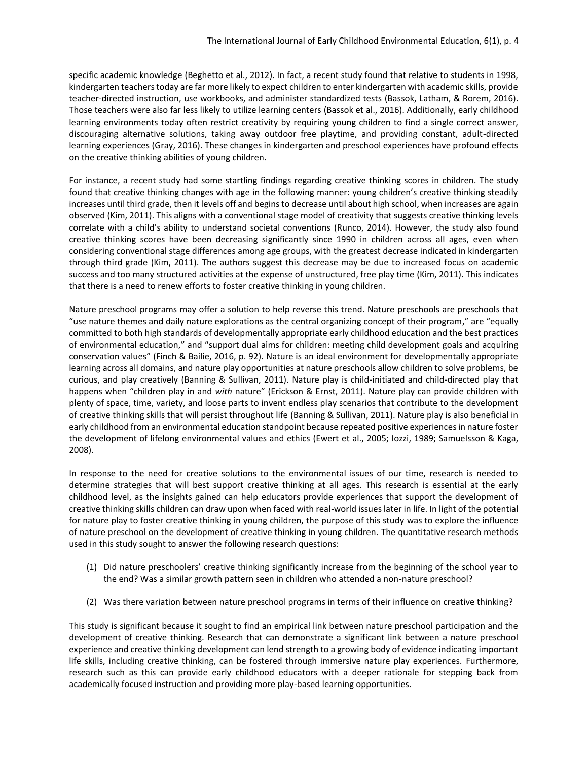specific academic knowledge (Beghetto et al., 2012). In fact, a recent study found that relative to students in 1998, kindergarten teachers today are far more likely to expect children to enter kindergarten with academic skills, provide teacher-directed instruction, use workbooks, and administer standardized tests (Bassok, Latham, & Rorem, 2016). Those teachers were also far less likely to utilize learning centers (Bassok et al., 2016). Additionally, early childhood learning environments today often restrict creativity by requiring young children to find a single correct answer, discouraging alternative solutions, taking away outdoor free playtime, and providing constant, adult-directed learning experiences (Gray, 2016). These changes in kindergarten and preschool experiences have profound effects on the creative thinking abilities of young children.

For instance, a recent study had some startling findings regarding creative thinking scores in children. The study found that creative thinking changes with age in the following manner: young children's creative thinking steadily increases until third grade, then it levels off and begins to decrease until about high school, when increases are again observed (Kim, 2011). This aligns with a conventional stage model of creativity that suggests creative thinking levels correlate with a child's ability to understand societal conventions (Runco, 2014). However, the study also found creative thinking scores have been decreasing significantly since 1990 in children across all ages, even when considering conventional stage differences among age groups, with the greatest decrease indicated in kindergarten through third grade (Kim, 2011). The authors suggest this decrease may be due to increased focus on academic success and too many structured activities at the expense of unstructured, free play time (Kim, 2011). This indicates that there is a need to renew efforts to foster creative thinking in young children.

Nature preschool programs may offer a solution to help reverse this trend. Nature preschools are preschools that "use nature themes and daily nature explorations as the central organizing concept of their program," are "equally committed to both high standards of developmentally appropriate early childhood education and the best practices of environmental education," and "support dual aims for children: meeting child development goals and acquiring conservation values" (Finch & Bailie, 2016, p. 92). Nature is an ideal environment for developmentally appropriate learning across all domains, and nature play opportunities at nature preschools allow children to solve problems, be curious, and play creatively (Banning & Sullivan, 2011). Nature play is child-initiated and child-directed play that happens when "children play in and *with* nature" (Erickson & Ernst, 2011). Nature play can provide children with plenty of space, time, variety, and loose parts to invent endless play scenarios that contribute to the development of creative thinking skills that will persist throughout life (Banning & Sullivan, 2011). Nature play is also beneficial in early childhood from an environmental education standpoint because repeated positive experiences in nature foster the development of lifelong environmental values and ethics (Ewert et al., 2005; Iozzi, 1989; Samuelsson & Kaga, 2008).

In response to the need for creative solutions to the environmental issues of our time, research is needed to determine strategies that will best support creative thinking at all ages. This research is essential at the early childhood level, as the insights gained can help educators provide experiences that support the development of creative thinking skills children can draw upon when faced with real-world issues later in life. In light of the potential for nature play to foster creative thinking in young children, the purpose of this study was to explore the influence of nature preschool on the development of creative thinking in young children. The quantitative research methods used in this study sought to answer the following research questions:

(1) Did nature preschoolers' creative thinking significantly increase from the beginning of the school year to the end? Was a similar growth pattern seen in children who attended a non-nature preschool?

(2) Was there variation between nature preschool programs in terms of their influence on creative thinking?

This study is significant because it sought to find an empirical link between nature preschool participation and the development of creative thinking. Research that can demonstrate a significant link between a nature preschool experience and creative thinking development can lend strength to a growing body of evidence indicating important life skills, including creative thinking, can be fostered through immersive nature play experiences. Furthermore, research such as this can provide early childhood educators with a deeper rationale for stepping back from academically focused instruction and providing more play-based learning opportunities.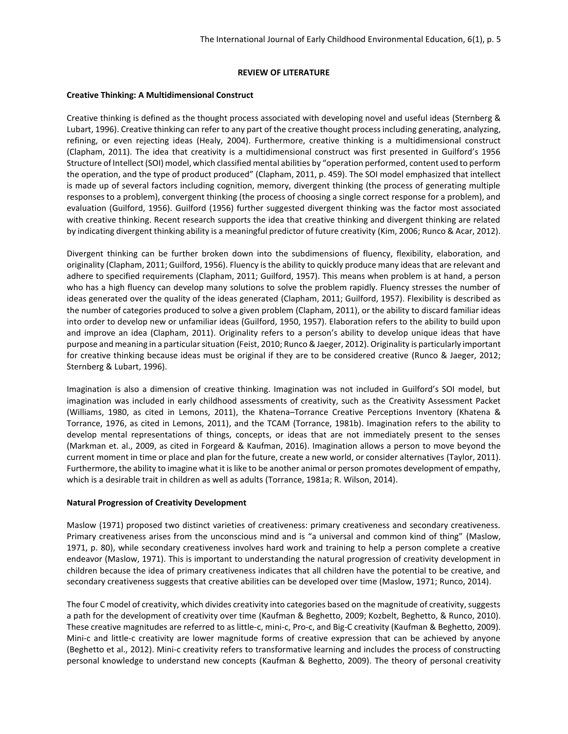## REVIEW OF LITERATURE

### Creative Thinking: A Multidimensional Construct

Creative thinking is defined as the thought process associated with developing novel and useful ideas (Sternberg & Lubart, 1996). Creative thinking can refer to any part of the creative thought process including generating, analyzing, refining, or even rejecting ideas (Healy, 2004). Furthermore, creative thinking is a multidimensional construct (Clapham, 2011). The idea that creativity is a multidimensional construct was first presented in Guilford's 1956 Structure of Intellect (SOI) model, which classified mental abilities by "operation performed, content used to perform the operation, and the type of product produced" (Clapham, 2011, p. 459). The SOI model emphasized that intellect is made up of several factors including cognition, memory, divergent thinking (the process of generating multiple responses to a problem), convergent thinking (the process of choosing a single correct response for a problem), and evaluation (Guilford, 1956). Guilford (1956) further suggested divergent thinking was the factor most associated with creative thinking. Recent research supports the idea that creative thinking and divergent thinking are related by indicating divergent thinking ability is a meaningful predictor of future creativity (Kim, 2006; Runco & Acar, 2012).

Divergent thinking can be further broken down into the subdimensions of fluency, flexibility, elaboration, and originality (Clapham, 2011; Guilford, 1956). Fluency is the ability to quickly produce many ideas that are relevant and adhere to specified requirements (Clapham, 2011; Guilford, 1957). This means when problem is at hand, a person who has a high fluency can develop many solutions to solve the problem rapidly. Fluency stresses the number of ideas generated over the quality of the ideas generated (Clapham, 2011; Guilford, 1957). Flexibility is described as the number of categories produced to solve a given problem (Clapham, 2011), or the ability to discard familiar ideas into order to develop new or unfamiliar ideas (Guilford, 1950, 1957). Elaboration refers to the ability to build upon and improve an idea (Clapham, 2011). Originality refers to a person's ability to develop unique ideas that have purpose and meaning in a particular situation (Feist, 2010; Runco & Jaeger, 2012). Originality is particularly important for creative thinking because ideas must be original if they are to be considered creative (Runco & Jaeger, 2012; Sternberg & Lubart, 1996).

Imagination is also a dimension of creative thinking. Imagination was not included in Guilford's SOI model, but imagination was included in early childhood assessments of creativity, such as the Creativity Assessment Packet (Williams, 1980, as cited in Lemons, 2011), the Khatena–Torrance Creative Perceptions Inventory (Khatena & Torrance, 1976, as cited in Lemons, 2011), and the TCAM (Torrance, 1981b). Imagination refers to the ability to develop mental representations of things, concepts, or ideas that are not immediately present to the senses (Markman et. al., 2009, as cited in Forgeard & Kaufman, 2016). Imagination allows a person to move beyond the current moment in time or place and plan for the future, create a new world, or consider alternatives (Taylor, 2011). Furthermore, the ability to imagine what it is like to be another animal or person promotes development of empathy, which is a desirable trait in children as well as adults (Torrance, 1981a; R. Wilson, 2014).

### Natural Progression of Creativity Development

Maslow (1971) proposed two distinct varieties of creativeness: primary creativeness and secondary creativeness. Primary creativeness arises from the unconscious mind and is "a universal and common kind of thing" (Maslow, 1971, p. 80), while secondary creativeness involves hard work and training to help a person complete a creative endeavor (Maslow, 1971). This is important to understanding the natural progression of creativity development in children because the idea of primary creativeness indicates that all children have the potential to be creative, and secondary creativeness suggests that creative abilities can be developed over time (Maslow, 1971; Runco, 2014).

The four C model of creativity, which divides creativity into categories based on the magnitude of creativity, suggests a path for the development of creativity over time (Kaufman & Beghetto, 2009; Kozbelt, Beghetto, & Runco, 2010). These creative magnitudes are referred to as little-c, mini-c, Pro-c, and Big-C creativity (Kaufman & Beghetto, 2009). Mini-c and little-c creativity are lower magnitude forms of creative expression that can be achieved by anyone (Beghetto et al., 2012). Mini-c creativity refers to transformative learning and includes the process of constructing personal knowledge to understand new concepts (Kaufman & Beghetto, 2009). The theory of personal creativity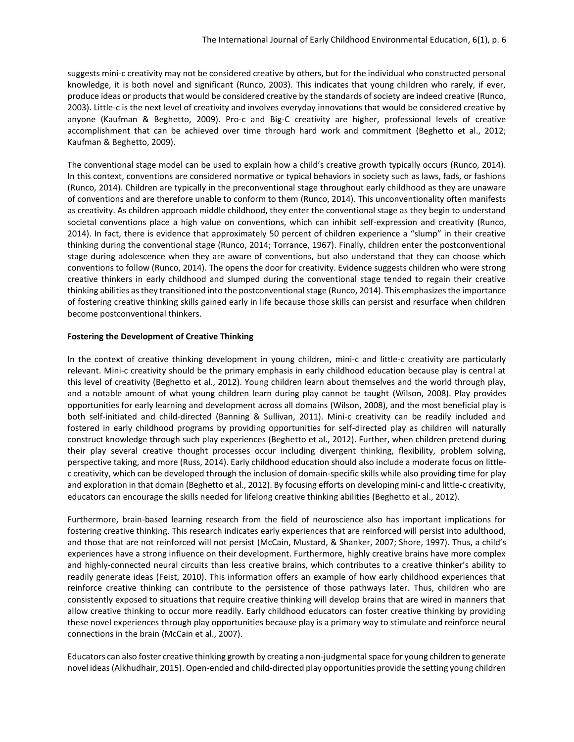suggests mini-c creativity may not be considered creative by others, but for the individual who constructed personal knowledge, it is both novel and significant (Runco, 2003). This indicates that young children who rarely, if ever, produce ideas or products that would be considered creative by the standards of society are indeed creative (Runco, 2003). Little-c is the next level of creativity and involves everyday innovations that would be considered creative by anyone (Kaufman & Beghetto, 2009). Pro-c and Big-C creativity are higher, professional levels of creative accomplishment that can be achieved over time through hard work and commitment (Beghetto et al., 2012; Kaufman & Beghetto, 2009).

The conventional stage model can be used to explain how a child's creative growth typically occurs (Runco, 2014). In this context, conventions are considered normative or typical behaviors in society such as laws, fads, or fashions (Runco, 2014). Children are typically in the preconventional stage throughout early childhood as they are unaware of conventions and are therefore unable to conform to them (Runco, 2014). This unconventionality often manifests as creativity. As children approach middle childhood, they enter the conventional stage as they begin to understand societal conventions place a high value on conventions, which can inhibit self-expression and creativity (Runco, 2014). In fact, there is evidence that approximately 50 percent of children experience a "slump" in their creative thinking during the conventional stage (Runco, 2014; Torrance, 1967). Finally, children enter the postconventional stage during adolescence when they are aware of conventions, but also understand that they can choose which conventions to follow (Runco, 2014). The opens the door for creativity. Evidence suggests children who were strong creative thinkers in early childhood and slumped during the conventional stage tended to regain their creative thinking abilities as they transitioned into the postconventional stage (Runco, 2014). This emphasizes the importance of fostering creative thinking skills gained early in life because those skills can persist and resurface when children become postconventional thinkers.

**Fostering the Development of Creative Thinking**

In the context of creative thinking development in young children, mini-c and little-c creativity are particularly relevant. Mini-c creativity should be the primary emphasis in early childhood education because play is central at this level of creativity (Beghetto et al., 2012). Young children learn about themselves and the world through play, and a notable amount of what young children learn during play cannot be taught (Wilson, 2008). Play provides opportunities for early learning and development across all domains (Wilson, 2008), and the most beneficial play is both self-initiated and child-directed (Banning & Sullivan, 2011). Mini-c creativity can be readily included and fostered in early childhood programs by providing opportunities for self-directed play as children will naturally construct knowledge through such play experiences (Beghetto et al., 2012). Further, when children pretend during their play several creative thought processes occur including divergent thinking, flexibility, problem solving, perspective taking, and more (Russ, 2014). Early childhood education should also include a moderate focus on little-c creativity, which can be developed through the inclusion of domain-specific skills while also providing time for play and exploration in that domain (Beghetto et al., 2012). By focusing efforts on developing mini-c and little-c creativity, educators can encourage the skills needed for lifelong creative thinking abilities (Beghetto et al., 2012).

Furthermore, brain-based learning research from the field of neuroscience also has important implications for fostering creative thinking. This research indicates early experiences that are reinforced will persist into adulthood, and those that are not reinforced will not persist (McCain, Mustard, & Shanker, 2007; Shore, 1997). Thus, a child's experiences have a strong influence on their development. Furthermore, highly creative brains have more complex and highly-connected neural circuits than less creative brains, which contributes to a creative thinker's ability to readily generate ideas (Feist, 2010). This information offers an example of how early childhood experiences that reinforce creative thinking can contribute to the persistence of those pathways later. Thus, children who are consistently exposed to situations that require creative thinking will develop brains that are wired in manners that allow creative thinking to occur more readily. Early childhood educators can foster creative thinking by providing these novel experiences through play opportunities because play is a primary way to stimulate and reinforce neural connections in the brain (McCain et al., 2007).

Educators can also foster creative thinking growth by creating a non-judgmental space for young children to generate novel ideas (Alkhudhair, 2015). Open-ended and child-directed play opportunities provide the setting young children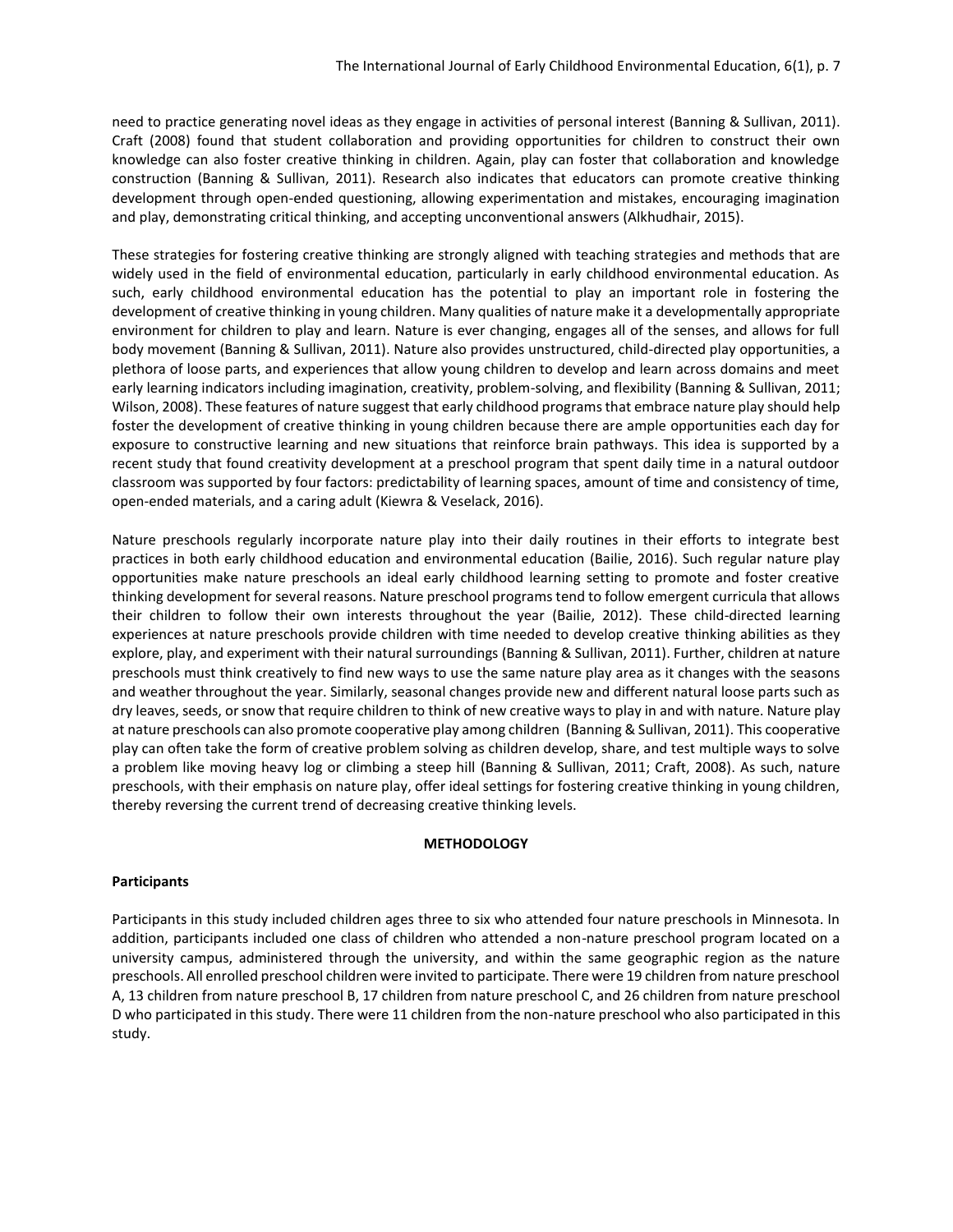need to practice generating novel ideas as they engage in activities of personal interest (Banning & Sullivan, 2011). Craft (2008) found that student collaboration and providing opportunities for children to construct their own knowledge can also foster creative thinking in children. Again, play can foster that collaboration and knowledge construction (Banning & Sullivan, 2011). Research also indicates that educators can promote creative thinking development through open-ended questioning, allowing experimentation and mistakes, encouraging imagination and play, demonstrating critical thinking, and accepting unconventional answers (Alkhudhair, 2015).

These strategies for fostering creative thinking are strongly aligned with teaching strategies and methods that are widely used in the field of environmental education, particularly in early childhood environmental education. As such, early childhood environmental education has the potential to play an important role in fostering the development of creative thinking in young children. Many qualities of nature make it a developmentally appropriate environment for children to play and learn. Nature is ever changing, engages all of the senses, and allows for full body movement (Banning & Sullivan, 2011). Nature also provides unstructured, child-directed play opportunities, a plethora of loose parts, and experiences that allow young children to develop and learn across domains and meet early learning indicators including imagination, creativity, problem-solving, and flexibility (Banning & Sullivan, 2011; Wilson, 2008). These features of nature suggest that early childhood programs that embrace nature play should help foster the development of creative thinking in young children because there are ample opportunities each day for exposure to constructive learning and new situations that reinforce brain pathways. This idea is supported by a recent study that found creativity development at a preschool program that spent daily time in a natural outdoor classroom was supported by four factors: predictability of learning spaces, amount of time and consistency of time, open-ended materials, and a caring adult (Kiewra & Veselack, 2016).

Nature preschools regularly incorporate nature play into their daily routines in their efforts to integrate best practices in both early childhood education and environmental education (Bailie, 2016). Such regular nature play opportunities make nature preschools an ideal early childhood learning setting to promote and foster creative thinking development for several reasons. Nature preschool programs tend to follow emergent curricula that allows their children to follow their own interests throughout the year (Bailie, 2012). These child-directed learning experiences at nature preschools provide children with time needed to develop creative thinking abilities as they explore, play, and experiment with their natural surroundings (Banning & Sullivan, 2011). Further, children at nature preschools must think creatively to find new ways to use the same nature play area as it changes with the seasons and weather throughout the year. Similarly, seasonal changes provide new and different natural loose parts such as dry leaves, seeds, or snow that require children to think of new creative ways to play in and with nature. Nature play at nature preschools can also promote cooperative play among children (Banning & Sullivan, 2011). This cooperative play can often take the form of creative problem solving as children develop, share, and test multiple ways to solve a problem like moving heavy log or climbing a steep hill (Banning & Sullivan, 2011; Craft, 2008). As such, nature preschools, with their emphasis on nature play, offer ideal settings for fostering creative thinking in young children, thereby reversing the current trend of decreasing creative thinking levels.

## METHODOLOGY

### Participants

Participants in this study included children ages three to six who attended four nature preschools in Minnesota. In addition, participants included one class of children who attended a non-nature preschool program located on a university campus, administered through the university, and within the same geographic region as the nature preschools. All enrolled preschool children were invited to participate. There were 19 children from nature preschool A, 13 children from nature preschool B, 17 children from nature preschool C, and 26 children from nature preschool D who participated in this study. There were 11 children from the non-nature preschool who also participated in this study.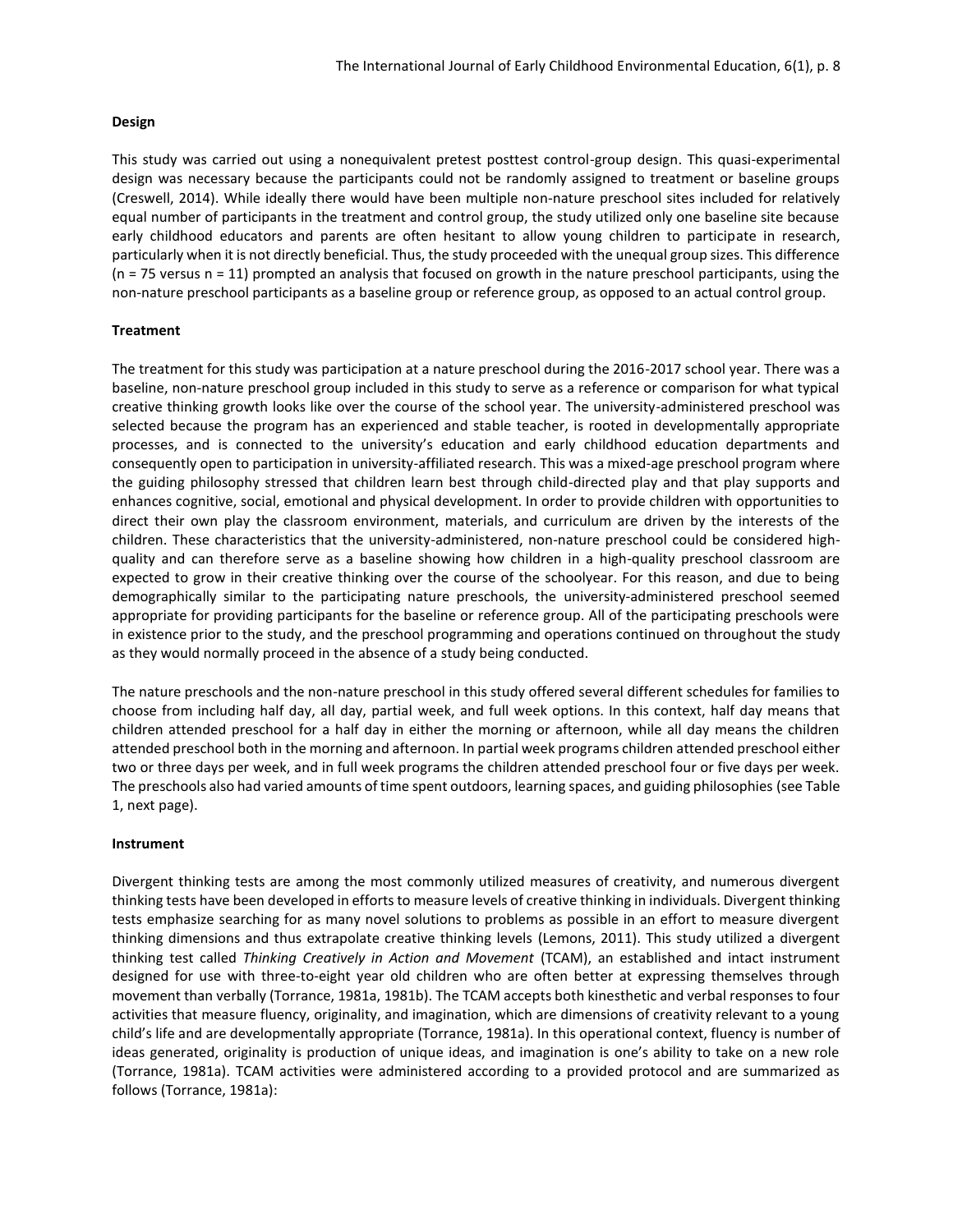**Design**

This study was carried out using a nonequivalent pretest posttest control-group design. This quasi-experimental design was necessary because the participants could not be randomly assigned to treatment or baseline groups (Creswell, 2014). While ideally there would have been multiple non-nature preschool sites included for relatively equal number of participants in the treatment and control group, the study utilized only one baseline site because early childhood educators and parents are often hesitant to allow young children to participate in research, particularly when it is not directly beneficial. Thus, the study proceeded with the unequal group sizes. This difference (n = 75 versus n = 11) prompted an analysis that focused on growth in the nature preschool participants, using the non-nature preschool participants as a baseline group or reference group, as opposed to an actual control group.

**Treatment**

The treatment for this study was participation at a nature preschool during the 2016-2017 school year. There was a baseline, non-nature preschool group included in this study to serve as a reference or comparison for what typical creative thinking growth looks like over the course of the school year. The university-administered preschool was selected because the program has an experienced and stable teacher, is rooted in developmentally appropriate processes, and is connected to the university's education and early childhood education departments and consequently open to participation in university-affiliated research. This was a mixed-age preschool program where the guiding philosophy stressed that children learn best through child-directed play and that play supports and enhances cognitive, social, emotional and physical development. In order to provide children with opportunities to direct their own play the classroom environment, materials, and curriculum are driven by the interests of the children. These characteristics that the university-administered, non-nature preschool could be considered high-quality and can therefore serve as a baseline showing how children in a high-quality preschool classroom are expected to grow in their creative thinking over the course of the schoolyear. For this reason, and due to being demographically similar to the participating nature preschools, the university-administered preschool seemed appropriate for providing participants for the baseline or reference group. All of the participating preschools were in existence prior to the study, and the preschool programming and operations continued on throughout the study as they would normally proceed in the absence of a study being conducted.

The nature preschools and the non-nature preschool in this study offered several different schedules for families to choose from including half day, all day, partial week, and full week options. In this context, half day means that children attended preschool for a half day in either the morning or afternoon, while all day means the children attended preschool both in the morning and afternoon. In partial week programs children attended preschool either two or three days per week, and in full week programs the children attended preschool four or five days per week. The preschools also had varied amounts of time spent outdoors, learning spaces, and guiding philosophies (see Table 1, next page).

**Instrument**

Divergent thinking tests are among the most commonly utilized measures of creativity, and numerous divergent thinking tests have been developed in efforts to measure levels of creative thinking in individuals. Divergent thinking tests emphasize searching for as many novel solutions to problems as possible in an effort to measure divergent thinking dimensions and thus extrapolate creative thinking levels (Lemons, 2011). This study utilized a divergent thinking test called *Thinking Creatively in Action and Movement* (TCAM), an established and intact instrument designed for use with three-to-eight year old children who are often better at expressing themselves through movement than verbally (Torrance, 1981a, 1981b). The TCAM accepts both kinesthetic and verbal responses to four activities that measure fluency, originality, and imagination, which are dimensions of creativity relevant to a young child's life and are developmentally appropriate (Torrance, 1981a). In this operational context, fluency is number of ideas generated, originality is production of unique ideas, and imagination is one's ability to take on a new role (Torrance, 1981a). TCAM activities were administered according to a provided protocol and are summarized as follows (Torrance, 1981a):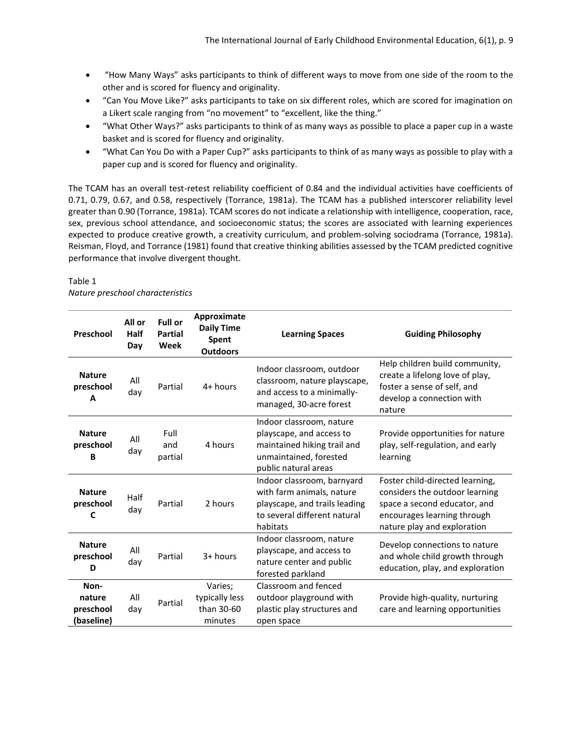- "How Many Ways" asks participants to think of different ways to move from one side of the room to the other and is scored for fluency and originality.
- "Can You Move Like?" asks participants to take on six different roles, which are scored for imagination on a Likert scale ranging from "no movement" to "excellent, like the thing."
- "What Other Ways?" asks participants to think of as many ways as possible to place a paper cup in a waste basket and is scored for fluency and originality.
- "What Can You Do with a Paper Cup?" asks participants to think of as many ways as possible to play with a paper cup and is scored for fluency and originality.

The TCAM has an overall test-retest reliability coefficient of 0.84 and the individual activities have coefficients of 0.71, 0.79, 0.67, and 0.58, respectively (Torrance, 1981a). The TCAM has a published interscorer reliability level greater than 0.90 (Torrance, 1981a). TCAM scores do not indicate a relationship with intelligence, cooperation, race, sex, previous school attendance, and socioeconomic status; the scores are associated with learning experiences expected to produce creative growth, a creativity curriculum, and problem-solving sociodrama (Torrance, 1981a). Reisman, Floyd, and Torrance (1981) found that creative thinking abilities assessed by the TCAM predicted cognitive performance that involve divergent thought.

Table 1
*Nature preschool characteristics*

| Preschool | All or Half Day | Full or Partial Week | Approximate Daily Time Spent Outdoors | Learning Spaces | Guiding Philosophy |
|---|---|---|---|---|---|
| **Nature preschool A** | All day | Partial | 4+ hours | Indoor classroom, outdoor classroom, nature playscape, and access to a minimally-managed, 30-acre forest | Help children build community, create a lifelong love of play, foster a sense of self, and develop a connection with nature |
| **Nature preschool B** | All day | Full and partial | 4 hours | Indoor classroom, nature playscape, and access to maintained hiking trail and unmaintained, forested public natural areas | Provide opportunities for nature play, self-regulation, and early learning |
| **Nature preschool C** | Half day | Partial | 2 hours | Indoor classroom, barnyard with farm animals, nature playscape, and trails leading to several different natural habitats | Foster child-directed learning, considers the outdoor learning space a second educator, and encourages learning through nature play and exploration |
| **Nature preschool D** | All day | Partial | 3+ hours | Indoor classroom, nature playscape, and access to nature center and public forested parkland | Develop connections to nature and whole child growth through education, play, and exploration |
| **Non-nature preschool (baseline)** | All day | Partial | Varies; typically less than 30-60 minutes | Classroom and fenced outdoor playground with plastic play structures and open space | Provide high-quality, nurturing care and learning opportunities |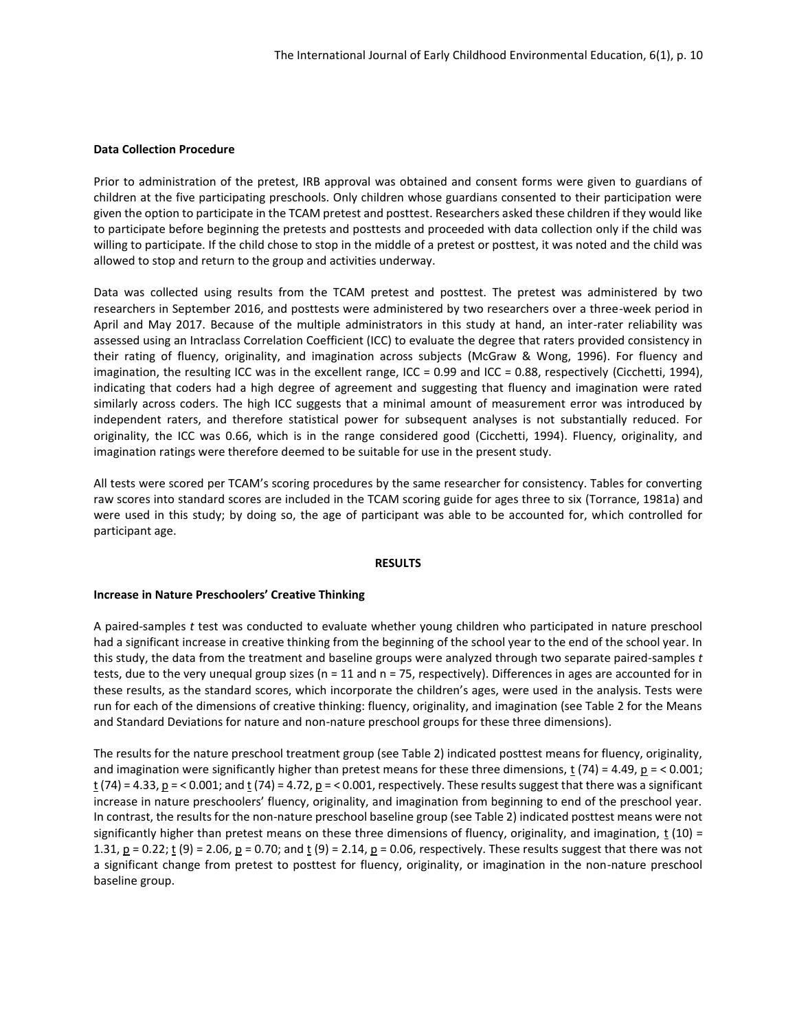### Data Collection Procedure

Prior to administration of the pretest, IRB approval was obtained and consent forms were given to guardians of children at the five participating preschools. Only children whose guardians consented to their participation were given the option to participate in the TCAM pretest and posttest. Researchers asked these children if they would like to participate before beginning the pretests and posttests and proceeded with data collection only if the child was willing to participate. If the child chose to stop in the middle of a pretest or posttest, it was noted and the child was allowed to stop and return to the group and activities underway.

Data was collected using results from the TCAM pretest and posttest. The pretest was administered by two researchers in September 2016, and posttests were administered by two researchers over a three-week period in April and May 2017. Because of the multiple administrators in this study at hand, an inter-rater reliability was assessed using an Intraclass Correlation Coefficient (ICC) to evaluate the degree that raters provided consistency in their rating of fluency, originality, and imagination across subjects (McGraw & Wong, 1996). For fluency and imagination, the resulting ICC was in the excellent range, ICC = 0.99 and ICC = 0.88, respectively (Cicchetti, 1994), indicating that coders had a high degree of agreement and suggesting that fluency and imagination were rated similarly across coders. The high ICC suggests that a minimal amount of measurement error was introduced by independent raters, and therefore statistical power for subsequent analyses is not substantially reduced. For originality, the ICC was 0.66, which is in the range considered good (Cicchetti, 1994). Fluency, originality, and imagination ratings were therefore deemed to be suitable for use in the present study.

All tests were scored per TCAM's scoring procedures by the same researcher for consistency. Tables for converting raw scores into standard scores are included in the TCAM scoring guide for ages three to six (Torrance, 1981a) and were used in this study; by doing so, the age of participant was able to be accounted for, which controlled for participant age.

## RESULTS

### Increase in Nature Preschoolers' Creative Thinking

A paired-samples *t* test was conducted to evaluate whether young children who participated in nature preschool had a significant increase in creative thinking from the beginning of the school year to the end of the school year. In this study, the data from the treatment and baseline groups were analyzed through two separate paired-samples *t* tests, due to the very unequal group sizes (n = 11 and n = 75, respectively). Differences in ages are accounted for in these results, as the standard scores, which incorporate the children's ages, were used in the analysis. Tests were run for each of the dimensions of creative thinking: fluency, originality, and imagination (see Table 2 for the Means and Standard Deviations for nature and non-nature preschool groups for these three dimensions).

The results for the nature preschool treatment group (see Table 2) indicated posttest means for fluency, originality, and imagination were significantly higher than pretest means for these three dimensions, $t$ (74) = 4.49, $p$ = < 0.001; $t$ (74) = 4.33, $p$ = < 0.001; and $t$ (74) = 4.72, $p$ = < 0.001, respectively. These results suggest that there was a significant increase in nature preschoolers' fluency, originality, and imagination from beginning to end of the preschool year. In contrast, the results for the non-nature preschool baseline group (see Table 2) indicated posttest means were not significantly higher than pretest means on these three dimensions of fluency, originality, and imagination, $t$ (10) = 1.31, $p$ = 0.22; $t$ (9) = 2.06, $p$ = 0.70; and $t$ (9) = 2.14, $p$ = 0.06, respectively. These results suggest that there was not a significant change from pretest to posttest for fluency, originality, or imagination in the non-nature preschool baseline group.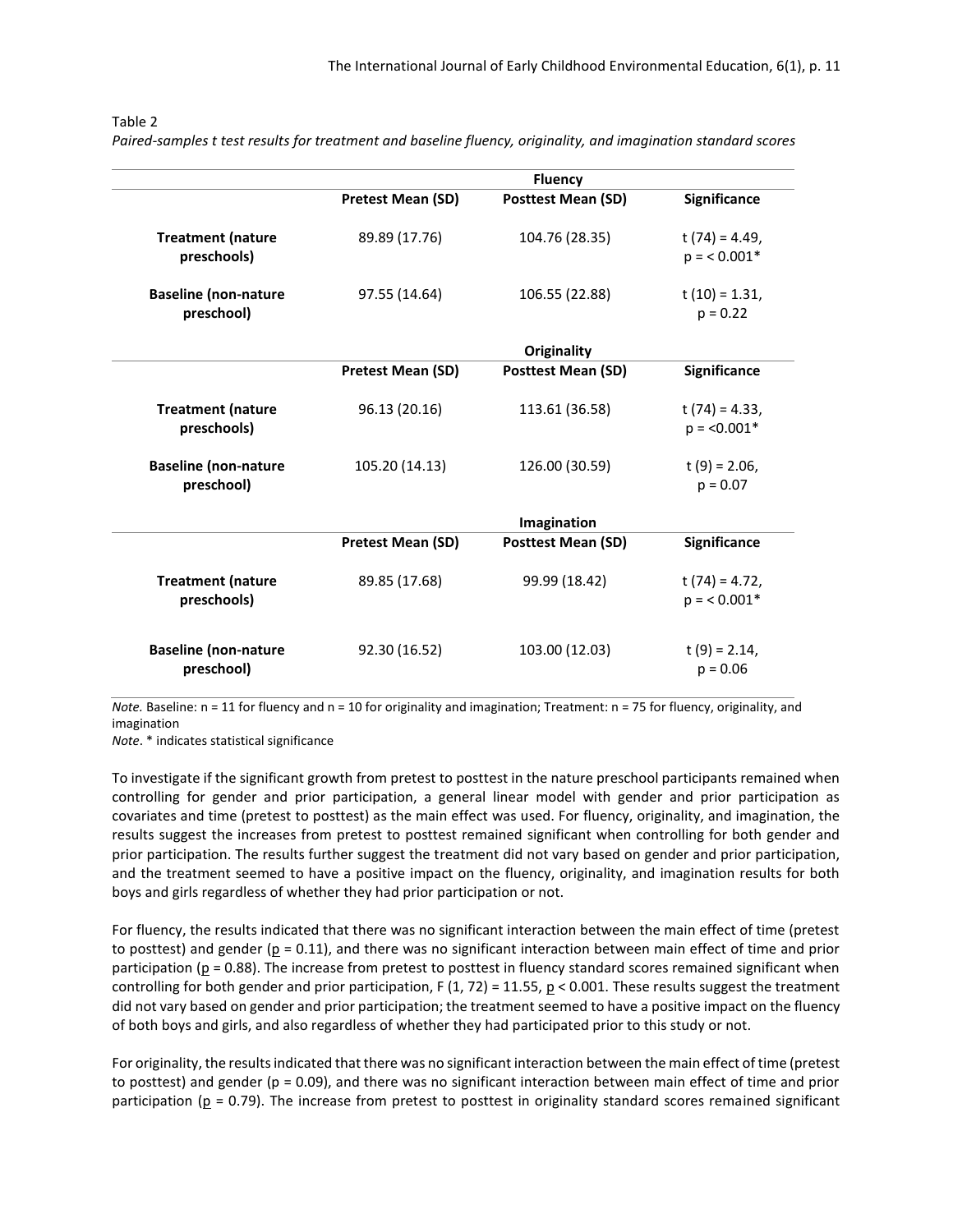Table 2

*Paired-samples t test results for treatment and baseline fluency, originality, and imagination standard scores*

| | Fluency | | |
|---|---|---|---|
| | **Pretest Mean (SD)** | **Posttest Mean (SD)** | **Significance** |
| **Treatment (nature preschools)** | 89.89 (17.76) | 104.76 (28.35) | $t(74) = 4.49$, $p = < 0.001$* |
| **Baseline (non-nature preschool)** | 97.55 (14.64) | 106.55 (22.88) | $t(10) = 1.31$, $p = 0.22$ |
| | **Originality** | | |
| | **Pretest Mean (SD)** | **Posttest Mean (SD)** | **Significance** |
| **Treatment (nature preschools)** | 96.13 (20.16) | 113.61 (36.58) | $t(74) = 4.33$, $p = <0.001$* |
| **Baseline (non-nature preschool)** | 105.20 (14.13) | 126.00 (30.59) | $t(9) = 2.06$, $p = 0.07$ |
| | **Imagination** | | |
| | **Pretest Mean (SD)** | **Posttest Mean (SD)** | **Significance** |
| **Treatment (nature preschools)** | 89.85 (17.68) | 99.99 (18.42) | $t(74) = 4.72$, $p = < 0.001$* |
| **Baseline (non-nature preschool)** | 92.30 (16.52) | 103.00 (12.03) | $t(9) = 2.14$, $p = 0.06$ |

*Note.* Baseline: n = 11 for fluency and n = 10 for originality and imagination; Treatment: n = 75 for fluency, originality, and imagination

*Note*. * indicates statistical significance

To investigate if the significant growth from pretest to posttest in the nature preschool participants remained when controlling for gender and prior participation, a general linear model with gender and prior participation as covariates and time (pretest to posttest) as the main effect was used. For fluency, originality, and imagination, the results suggest the increases from pretest to posttest remained significant when controlling for both gender and prior participation. The results further suggest the treatment did not vary based on gender and prior participation, and the treatment seemed to have a positive impact on the fluency, originality, and imagination results for both boys and girls regardless of whether they had prior participation or not.

For fluency, the results indicated that there was no significant interaction between the main effect of time (pretest to posttest) and gender ($p = 0.11$), and there was no significant interaction between main effect of time and prior participation ($p = 0.88$). The increase from pretest to posttest in fluency standard scores remained significant when controlling for both gender and prior participation, $F(1, 72) = 11.55$, $p < 0.001$. These results suggest the treatment did not vary based on gender and prior participation; the treatment seemed to have a positive impact on the fluency of both boys and girls, and also regardless of whether they had participated prior to this study or not.

For originality, the results indicated that there was no significant interaction between the main effect of time (pretest to posttest) and gender ($p = 0.09$), and there was no significant interaction between main effect of time and prior participation ($p = 0.79$). The increase from pretest to posttest in originality standard scores remained significant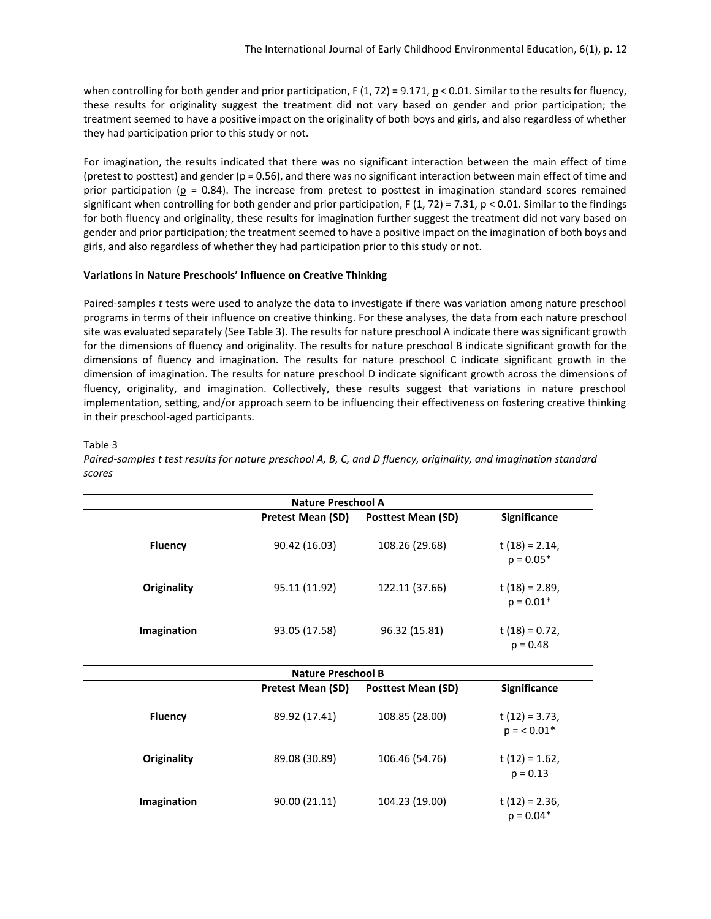when controlling for both gender and prior participation, $F (1, 72) = 9.171$, $p < 0.01$. Similar to the results for fluency, these results for originality suggest the treatment did not vary based on gender and prior participation; the treatment seemed to have a positive impact on the originality of both boys and girls, and also regardless of whether they had participation prior to this study or not.

For imagination, the results indicated that there was no significant interaction between the main effect of time (pretest to posttest) and gender ($p = 0.56$), and there was no significant interaction between main effect of time and prior participation ($p = 0.84$). The increase from pretest to posttest in imagination standard scores remained significant when controlling for both gender and prior participation, $F (1, 72) = 7.31$, $p < 0.01$. Similar to the findings for both fluency and originality, these results for imagination further suggest the treatment did not vary based on gender and prior participation; the treatment seemed to have a positive impact on the imagination of both boys and girls, and also regardless of whether they had participation prior to this study or not.

**Variations in Nature Preschools' Influence on Creative Thinking**

Paired-samples *t* tests were used to analyze the data to investigate if there was variation among nature preschool programs in terms of their influence on creative thinking. For these analyses, the data from each nature preschool site was evaluated separately (See Table 3). The results for nature preschool A indicate there was significant growth for the dimensions of fluency and originality. The results for nature preschool B indicate significant growth for the dimensions of fluency and imagination. The results for nature preschool C indicate significant growth in the dimension of imagination. The results for nature preschool D indicate significant growth across the dimensions of fluency, originality, and imagination. Collectively, these results suggest that variations in nature preschool implementation, setting, and/or approach seem to be influencing their effectiveness on fostering creative thinking in their preschool-aged participants.

Table 3

*Paired-samples t test results for nature preschool A, B, C, and D fluency, originality, and imagination standard scores*

| | **Nature Preschool A** | | |
|---|---|---|---|
| | **Pretest Mean (SD)** | **Posttest Mean (SD)** | **Significance** |
| **Fluency** | 90.42 (16.03) | 108.26 (29.68) | $t (18) = 2.14$, $p = 0.05$* |
| **Originality** | 95.11 (11.92) | 122.11 (37.66) | $t (18) = 2.89$, $p = 0.01$* |
| **Imagination** | 93.05 (17.58) | 96.32 (15.81) | $t (18) = 0.72$, $p = 0.48$ |
| | **Nature Preschool B** | | |
| | **Pretest Mean (SD)** | **Posttest Mean (SD)** | **Significance** |
| **Fluency** | 89.92 (17.41) | 108.85 (28.00) | $t (12) = 3.73$, $p = < 0.01$* |
| **Originality** | 89.08 (30.89) | 106.46 (54.76) | $t (12) = 1.62$, $p = 0.13$ |
| **Imagination** | 90.00 (21.11) | 104.23 (19.00) | $t (12) = 2.36$, $p = 0.04$* |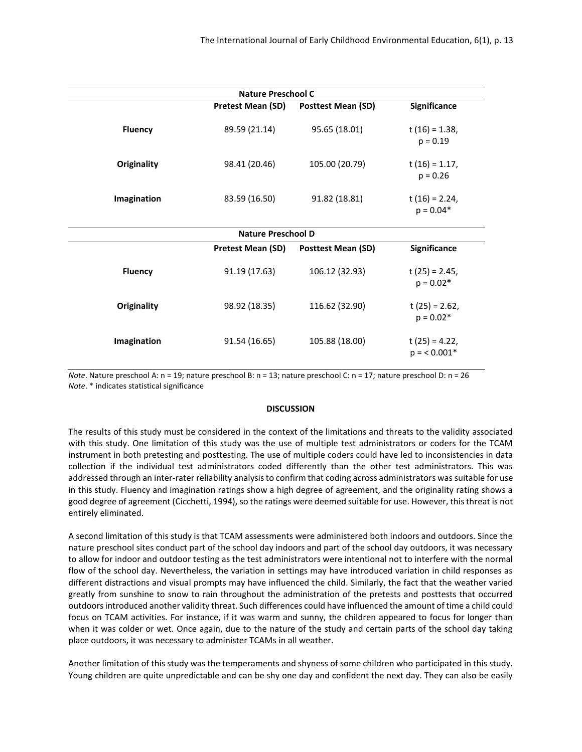| Nature Preschool C | | | |
|---|---|---|---|
| | **Pretest Mean (SD)** | **Posttest Mean (SD)** | **Significance** |
| **Fluency** | 89.59 (21.14) | 95.65 (18.01) | $t(16) = 1.38$, $p = 0.19$ |
| **Originality** | 98.41 (20.46) | 105.00 (20.79) | $t(16) = 1.17$, $p = 0.26$ |
| **Imagination** | 83.59 (16.50) | 91.82 (18.81) | $t(16) = 2.24$, $p = 0.04$* |

| Nature Preschool D | | | |
|---|---|---|---|
| | **Pretest Mean (SD)** | **Posttest Mean (SD)** | **Significance** |
| **Fluency** | 91.19 (17.63) | 106.12 (32.93) | $t(25) = 2.45$, $p = 0.02$* |
| **Originality** | 98.92 (18.35) | 116.62 (32.90) | $t(25) = 2.62$, $p = 0.02$* |
| **Imagination** | 91.54 (16.65) | 105.88 (18.00) | $t(25) = 4.22$, $p = < 0.001$* |

*Note*. Nature preschool A: n = 19; nature preschool B: n = 13; nature preschool C: n = 17; nature preschool D: n = 26
*Note*. * indicates statistical significance

## DISCUSSION

The results of this study must be considered in the context of the limitations and threats to the validity associated with this study. One limitation of this study was the use of multiple test administrators or coders for the TCAM instrument in both pretesting and posttesting. The use of multiple coders could have led to inconsistencies in data collection if the individual test administrators coded differently than the other test administrators. This was addressed through an inter-rater reliability analysis to confirm that coding across administrators was suitable for use in this study. Fluency and imagination ratings show a high degree of agreement, and the originality rating shows a good degree of agreement (Cicchetti, 1994), so the ratings were deemed suitable for use. However, this threat is not entirely eliminated.

A second limitation of this study is that TCAM assessments were administered both indoors and outdoors. Since the nature preschool sites conduct part of the school day indoors and part of the school day outdoors, it was necessary to allow for indoor and outdoor testing as the test administrators were intentional not to interfere with the normal flow of the school day. Nevertheless, the variation in settings may have introduced variation in child responses as different distractions and visual prompts may have influenced the child. Similarly, the fact that the weather varied greatly from sunshine to snow to rain throughout the administration of the pretests and posttests that occurred outdoors introduced another validity threat. Such differences could have influenced the amount of time a child could focus on TCAM activities. For instance, if it was warm and sunny, the children appeared to focus for longer than when it was colder or wet. Once again, due to the nature of the study and certain parts of the school day taking place outdoors, it was necessary to administer TCAMs in all weather.

Another limitation of this study was the temperaments and shyness of some children who participated in this study. Young children are quite unpredictable and can be shy one day and confident the next day. They can also be easily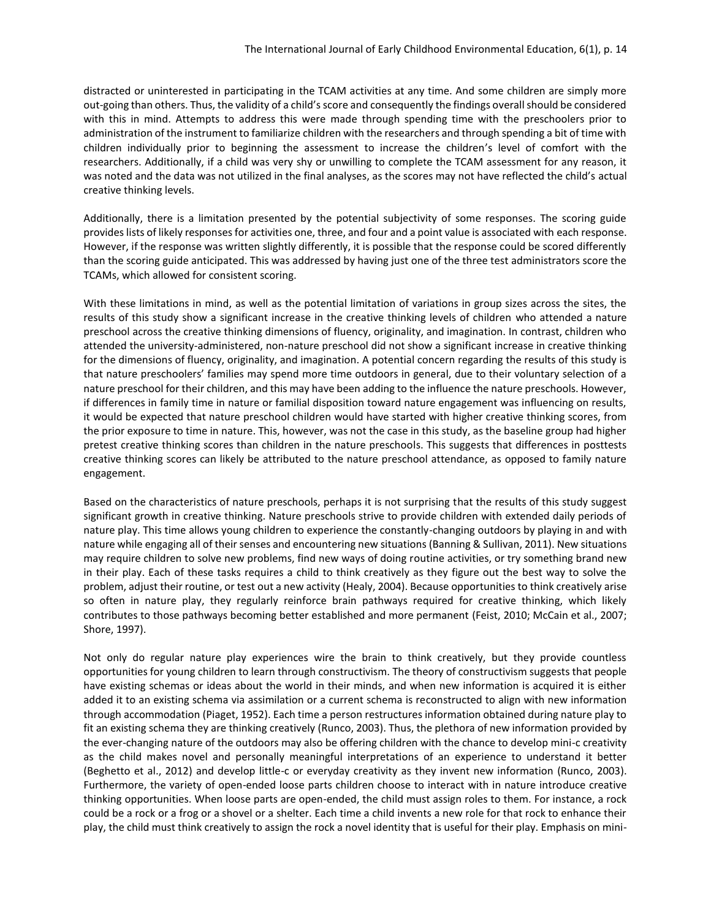distracted or uninterested in participating in the TCAM activities at any time. And some children are simply more out-going than others. Thus, the validity of a child's score and consequently the findings overall should be considered with this in mind. Attempts to address this were made through spending time with the preschoolers prior to administration of the instrument to familiarize children with the researchers and through spending a bit of time with children individually prior to beginning the assessment to increase the children's level of comfort with the researchers. Additionally, if a child was very shy or unwilling to complete the TCAM assessment for any reason, it was noted and the data was not utilized in the final analyses, as the scores may not have reflected the child's actual creative thinking levels.

Additionally, there is a limitation presented by the potential subjectivity of some responses. The scoring guide provides lists of likely responses for activities one, three, and four and a point value is associated with each response. However, if the response was written slightly differently, it is possible that the response could be scored differently than the scoring guide anticipated. This was addressed by having just one of the three test administrators score the TCAMs, which allowed for consistent scoring.

With these limitations in mind, as well as the potential limitation of variations in group sizes across the sites, the results of this study show a significant increase in the creative thinking levels of children who attended a nature preschool across the creative thinking dimensions of fluency, originality, and imagination. In contrast, children who attended the university-administered, non-nature preschool did not show a significant increase in creative thinking for the dimensions of fluency, originality, and imagination. A potential concern regarding the results of this study is that nature preschoolers' families may spend more time outdoors in general, due to their voluntary selection of a nature preschool for their children, and this may have been adding to the influence the nature preschools. However, if differences in family time in nature or familial disposition toward nature engagement was influencing on results, it would be expected that nature preschool children would have started with higher creative thinking scores, from the prior exposure to time in nature. This, however, was not the case in this study, as the baseline group had higher pretest creative thinking scores than children in the nature preschools. This suggests that differences in posttests creative thinking scores can likely be attributed to the nature preschool attendance, as opposed to family nature engagement.

Based on the characteristics of nature preschools, perhaps it is not surprising that the results of this study suggest significant growth in creative thinking. Nature preschools strive to provide children with extended daily periods of nature play. This time allows young children to experience the constantly-changing outdoors by playing in and with nature while engaging all of their senses and encountering new situations (Banning & Sullivan, 2011). New situations may require children to solve new problems, find new ways of doing routine activities, or try something brand new in their play. Each of these tasks requires a child to think creatively as they figure out the best way to solve the problem, adjust their routine, or test out a new activity (Healy, 2004). Because opportunities to think creatively arise so often in nature play, they regularly reinforce brain pathways required for creative thinking, which likely contributes to those pathways becoming better established and more permanent (Feist, 2010; McCain et al., 2007; Shore, 1997).

Not only do regular nature play experiences wire the brain to think creatively, but they provide countless opportunities for young children to learn through constructivism. The theory of constructivism suggests that people have existing schemas or ideas about the world in their minds, and when new information is acquired it is either added it to an existing schema via assimilation or a current schema is reconstructed to align with new information through accommodation (Piaget, 1952). Each time a person restructures information obtained during nature play to fit an existing schema they are thinking creatively (Runco, 2003). Thus, the plethora of new information provided by the ever-changing nature of the outdoors may also be offering children with the chance to develop mini-c creativity as the child makes novel and personally meaningful interpretations of an experience to understand it better (Beghetto et al., 2012) and develop little-c or everyday creativity as they invent new information (Runco, 2003). Furthermore, the variety of open-ended loose parts children choose to interact with in nature introduce creative thinking opportunities. When loose parts are open-ended, the child must assign roles to them. For instance, a rock could be a rock or a frog or a shovel or a shelter. Each time a child invents a new role for that rock to enhance their play, the child must think creatively to assign the rock a novel identity that is useful for their play. Emphasis on mini-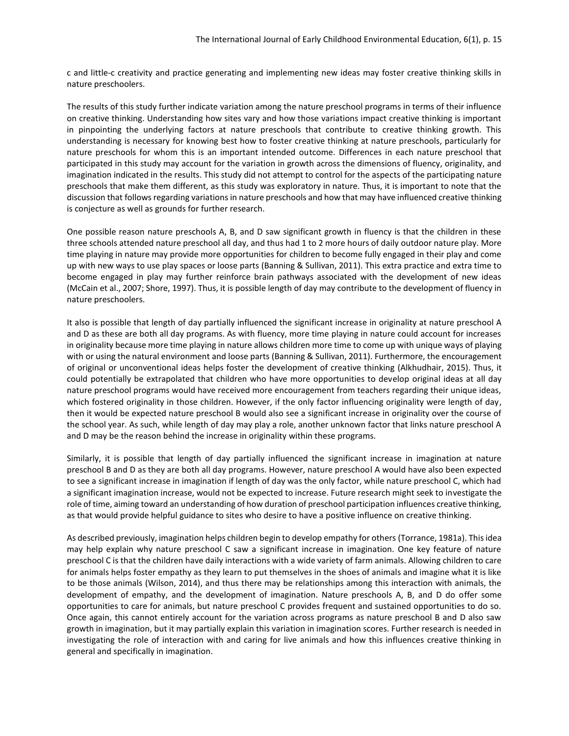c and little-c creativity and practice generating and implementing new ideas may foster creative thinking skills in nature preschoolers.

The results of this study further indicate variation among the nature preschool programs in terms of their influence on creative thinking. Understanding how sites vary and how those variations impact creative thinking is important in pinpointing the underlying factors at nature preschools that contribute to creative thinking growth. This understanding is necessary for knowing best how to foster creative thinking at nature preschools, particularly for nature preschools for whom this is an important intended outcome. Differences in each nature preschool that participated in this study may account for the variation in growth across the dimensions of fluency, originality, and imagination indicated in the results. This study did not attempt to control for the aspects of the participating nature preschools that make them different, as this study was exploratory in nature. Thus, it is important to note that the discussion that follows regarding variations in nature preschools and how that may have influenced creative thinking is conjecture as well as grounds for further research.

One possible reason nature preschools A, B, and D saw significant growth in fluency is that the children in these three schools attended nature preschool all day, and thus had 1 to 2 more hours of daily outdoor nature play. More time playing in nature may provide more opportunities for children to become fully engaged in their play and come up with new ways to use play spaces or loose parts (Banning & Sullivan, 2011). This extra practice and extra time to become engaged in play may further reinforce brain pathways associated with the development of new ideas (McCain et al., 2007; Shore, 1997). Thus, it is possible length of day may contribute to the development of fluency in nature preschoolers.

It also is possible that length of day partially influenced the significant increase in originality at nature preschool A and D as these are both all day programs. As with fluency, more time playing in nature could account for increases in originality because more time playing in nature allows children more time to come up with unique ways of playing with or using the natural environment and loose parts (Banning & Sullivan, 2011). Furthermore, the encouragement of original or unconventional ideas helps foster the development of creative thinking (Alkhudhair, 2015). Thus, it could potentially be extrapolated that children who have more opportunities to develop original ideas at all day nature preschool programs would have received more encouragement from teachers regarding their unique ideas, which fostered originality in those children. However, if the only factor influencing originality were length of day, then it would be expected nature preschool B would also see a significant increase in originality over the course of the school year. As such, while length of day may play a role, another unknown factor that links nature preschool A and D may be the reason behind the increase in originality within these programs.

Similarly, it is possible that length of day partially influenced the significant increase in imagination at nature preschool B and D as they are both all day programs. However, nature preschool A would have also been expected to see a significant increase in imagination if length of day was the only factor, while nature preschool C, which had a significant imagination increase, would not be expected to increase. Future research might seek to investigate the role of time, aiming toward an understanding of how duration of preschool participation influences creative thinking, as that would provide helpful guidance to sites who desire to have a positive influence on creative thinking.

As described previously, imagination helps children begin to develop empathy for others (Torrance, 1981a). This idea may help explain why nature preschool C saw a significant increase in imagination. One key feature of nature preschool C is that the children have daily interactions with a wide variety of farm animals. Allowing children to care for animals helps foster empathy as they learn to put themselves in the shoes of animals and imagine what it is like to be those animals (Wilson, 2014), and thus there may be relationships among this interaction with animals, the development of empathy, and the development of imagination. Nature preschools A, B, and D do offer some opportunities to care for animals, but nature preschool C provides frequent and sustained opportunities to do so. Once again, this cannot entirely account for the variation across programs as nature preschool B and D also saw growth in imagination, but it may partially explain this variation in imagination scores. Further research is needed in investigating the role of interaction with and caring for live animals and how this influences creative thinking in general and specifically in imagination.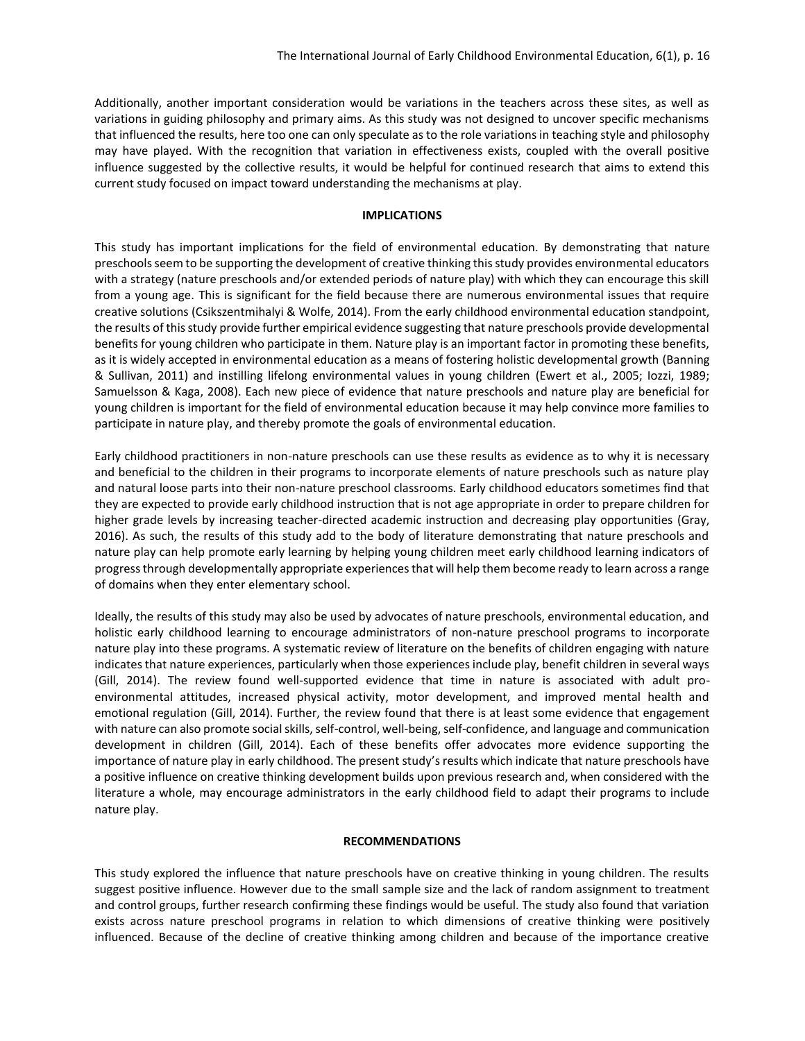Additionally, another important consideration would be variations in the teachers across these sites, as well as variations in guiding philosophy and primary aims. As this study was not designed to uncover specific mechanisms that influenced the results, here too one can only speculate as to the role variations in teaching style and philosophy may have played. With the recognition that variation in effectiveness exists, coupled with the overall positive influence suggested by the collective results, it would be helpful for continued research that aims to extend this current study focused on impact toward understanding the mechanisms at play.

## IMPLICATIONS

This study has important implications for the field of environmental education. By demonstrating that nature preschools seem to be supporting the development of creative thinking this study provides environmental educators with a strategy (nature preschools and/or extended periods of nature play) with which they can encourage this skill from a young age. This is significant for the field because there are numerous environmental issues that require creative solutions (Csikszentmihalyi & Wolfe, 2014). From the early childhood environmental education standpoint, the results of this study provide further empirical evidence suggesting that nature preschools provide developmental benefits for young children who participate in them. Nature play is an important factor in promoting these benefits, as it is widely accepted in environmental education as a means of fostering holistic developmental growth (Banning & Sullivan, 2011) and instilling lifelong environmental values in young children (Ewert et al., 2005; Iozzi, 1989; Samuelsson & Kaga, 2008). Each new piece of evidence that nature preschools and nature play are beneficial for young children is important for the field of environmental education because it may help convince more families to participate in nature play, and thereby promote the goals of environmental education.

Early childhood practitioners in non-nature preschools can use these results as evidence as to why it is necessary and beneficial to the children in their programs to incorporate elements of nature preschools such as nature play and natural loose parts into their non-nature preschool classrooms. Early childhood educators sometimes find that they are expected to provide early childhood instruction that is not age appropriate in order to prepare children for higher grade levels by increasing teacher-directed academic instruction and decreasing play opportunities (Gray, 2016). As such, the results of this study add to the body of literature demonstrating that nature preschools and nature play can help promote early learning by helping young children meet early childhood learning indicators of progress through developmentally appropriate experiences that will help them become ready to learn across a range of domains when they enter elementary school.

Ideally, the results of this study may also be used by advocates of nature preschools, environmental education, and holistic early childhood learning to encourage administrators of non-nature preschool programs to incorporate nature play into these programs. A systematic review of literature on the benefits of children engaging with nature indicates that nature experiences, particularly when those experiences include play, benefit children in several ways (Gill, 2014). The review found well-supported evidence that time in nature is associated with adult pro-environmental attitudes, increased physical activity, motor development, and improved mental health and emotional regulation (Gill, 2014). Further, the review found that there is at least some evidence that engagement with nature can also promote social skills, self-control, well-being, self-confidence, and language and communication development in children (Gill, 2014). Each of these benefits offer advocates more evidence supporting the importance of nature play in early childhood. The present study's results which indicate that nature preschools have a positive influence on creative thinking development builds upon previous research and, when considered with the literature a whole, may encourage administrators in the early childhood field to adapt their programs to include nature play.

## RECOMMENDATIONS

This study explored the influence that nature preschools have on creative thinking in young children. The results suggest positive influence. However due to the small sample size and the lack of random assignment to treatment and control groups, further research confirming these findings would be useful. The study also found that variation exists across nature preschool programs in relation to which dimensions of creative thinking were positively influenced. Because of the decline of creative thinking among children and because of the importance creative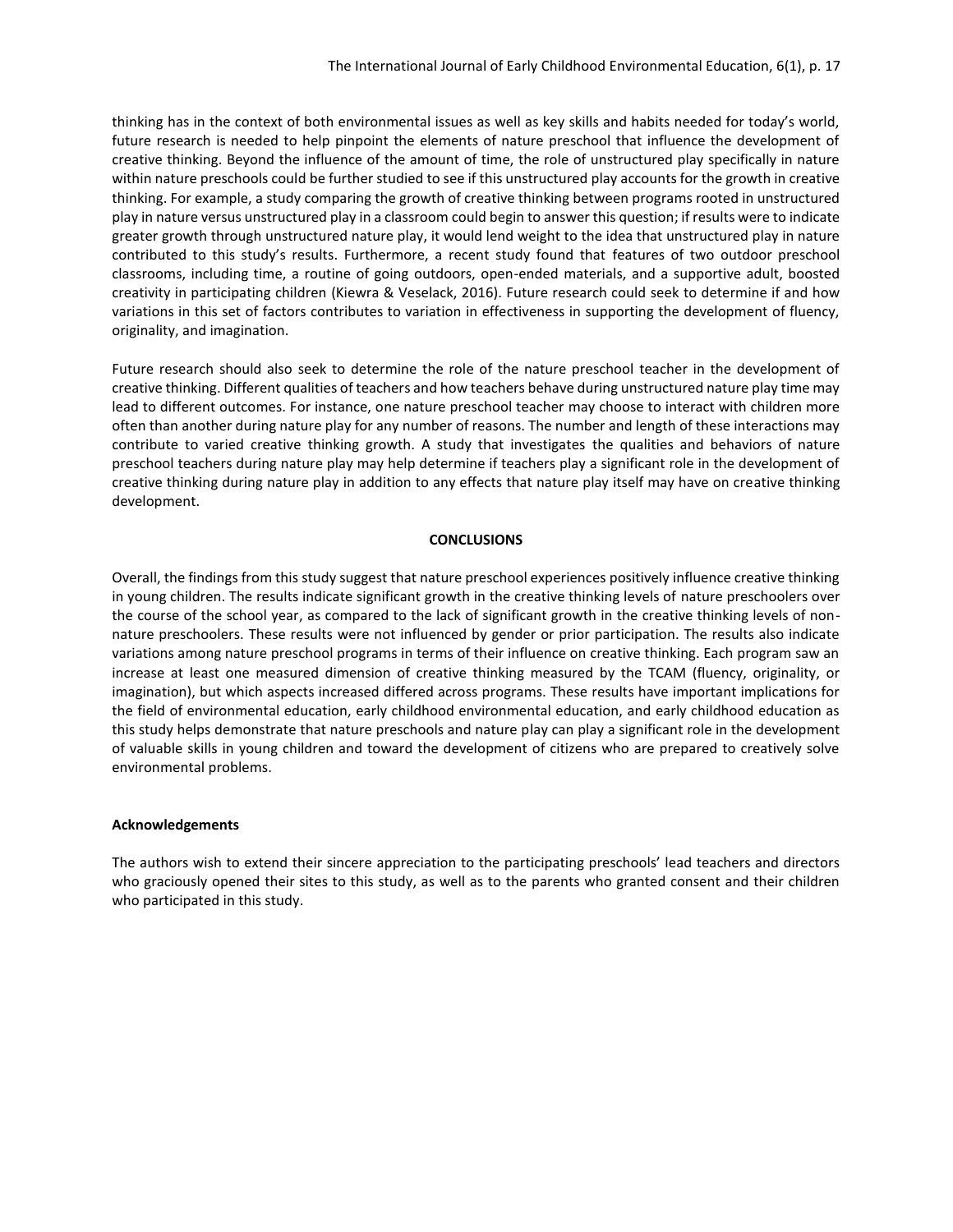thinking has in the context of both environmental issues as well as key skills and habits needed for today's world, future research is needed to help pinpoint the elements of nature preschool that influence the development of creative thinking. Beyond the influence of the amount of time, the role of unstructured play specifically in nature within nature preschools could be further studied to see if this unstructured play accounts for the growth in creative thinking. For example, a study comparing the growth of creative thinking between programs rooted in unstructured play in nature versus unstructured play in a classroom could begin to answer this question; if results were to indicate greater growth through unstructured nature play, it would lend weight to the idea that unstructured play in nature contributed to this study's results. Furthermore, a recent study found that features of two outdoor preschool classrooms, including time, a routine of going outdoors, open-ended materials, and a supportive adult, boosted creativity in participating children (Kiewra & Veselack, 2016). Future research could seek to determine if and how variations in this set of factors contributes to variation in effectiveness in supporting the development of fluency, originality, and imagination.

Future research should also seek to determine the role of the nature preschool teacher in the development of creative thinking. Different qualities of teachers and how teachers behave during unstructured nature play time may lead to different outcomes. For instance, one nature preschool teacher may choose to interact with children more often than another during nature play for any number of reasons. The number and length of these interactions may contribute to varied creative thinking growth. A study that investigates the qualities and behaviors of nature preschool teachers during nature play may help determine if teachers play a significant role in the development of creative thinking during nature play in addition to any effects that nature play itself may have on creative thinking development.

## CONCLUSIONS

Overall, the findings from this study suggest that nature preschool experiences positively influence creative thinking in young children. The results indicate significant growth in the creative thinking levels of nature preschoolers over the course of the school year, as compared to the lack of significant growth in the creative thinking levels of non-nature preschoolers. These results were not influenced by gender or prior participation. The results also indicate variations among nature preschool programs in terms of their influence on creative thinking. Each program saw an increase at least one measured dimension of creative thinking measured by the TCAM (fluency, originality, or imagination), but which aspects increased differed across programs. These results have important implications for the field of environmental education, early childhood environmental education, and early childhood education as this study helps demonstrate that nature preschools and nature play can play a significant role in the development of valuable skills in young children and toward the development of citizens who are prepared to creatively solve environmental problems.

### Acknowledgements

The authors wish to extend their sincere appreciation to the participating preschools' lead teachers and directors who graciously opened their sites to this study, as well as to the parents who granted consent and their children who participated in this study.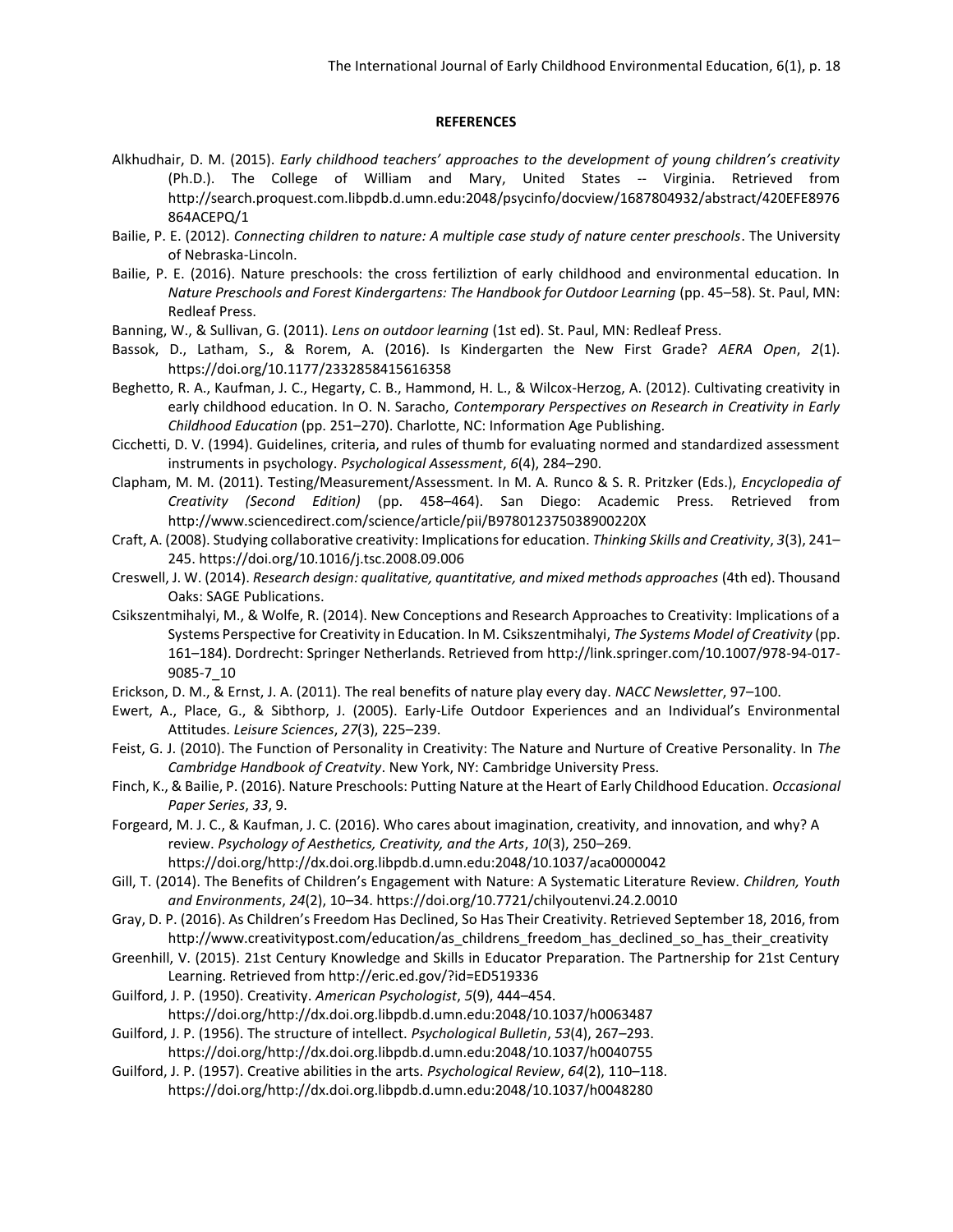## REFERENCES

Alkhudhair, D. M. (2015). *Early childhood teachers' approaches to the development of young children's creativity* (Ph.D.). The College of William and Mary, United States -- Virginia. Retrieved from http://search.proquest.com.libpdb.d.umn.edu:2048/psycinfo/docview/1687804932/abstract/420EFE8976864ACEPQ/1

Bailie, P. E. (2012). *Connecting children to nature: A multiple case study of nature center preschools*. The University of Nebraska-Lincoln.

Bailie, P. E. (2016). Nature preschools: the cross fertiliztion of early childhood and environmental education. In *Nature Preschools and Forest Kindergartens: The Handbook for Outdoor Learning* (pp. 45–58). St. Paul, MN: Redleaf Press.

Banning, W., & Sullivan, G. (2011). *Lens on outdoor learning* (1st ed). St. Paul, MN: Redleaf Press.

Bassok, D., Latham, S., & Rorem, A. (2016). Is Kindergarten the New First Grade? *AERA Open*, *2*(1). https://doi.org/10.1177/2332858415616358

Beghetto, R. A., Kaufman, J. C., Hegarty, C. B., Hammond, H. L., & Wilcox-Herzog, A. (2012). Cultivating creativity in early childhood education. In O. N. Saracho, *Contemporary Perspectives on Research in Creativity in Early Childhood Education* (pp. 251–270). Charlotte, NC: Information Age Publishing.

Cicchetti, D. V. (1994). Guidelines, criteria, and rules of thumb for evaluating normed and standardized assessment instruments in psychology. *Psychological Assessment*, *6*(4), 284–290.

Clapham, M. M. (2011). Testing/Measurement/Assessment. In M. A. Runco & S. R. Pritzker (Eds.), *Encyclopedia of Creativity (Second Edition)* (pp. 458–464). San Diego: Academic Press. Retrieved from http://www.sciencedirect.com/science/article/pii/B978012375038900220X

Craft, A. (2008). Studying collaborative creativity: Implications for education. *Thinking Skills and Creativity*, *3*(3), 241–245. https://doi.org/10.1016/j.tsc.2008.09.006

Creswell, J. W. (2014). *Research design: qualitative, quantitative, and mixed methods approaches* (4th ed). Thousand Oaks: SAGE Publications.

Csikszentmihalyi, M., & Wolfe, R. (2014). New Conceptions and Research Approaches to Creativity: Implications of a Systems Perspective for Creativity in Education. In M. Csikszentmihalyi, *The Systems Model of Creativity* (pp. 161–184). Dordrecht: Springer Netherlands. Retrieved from http://link.springer.com/10.1007/978-94-017-9085-7_10

Erickson, D. M., & Ernst, J. A. (2011). The real benefits of nature play every day. *NACC Newsletter*, 97–100.

Ewert, A., Place, G., & Sibthorp, J. (2005). Early-Life Outdoor Experiences and an Individual's Environmental Attitudes. *Leisure Sciences*, *27*(3), 225–239.

Feist, G. J. (2010). The Function of Personality in Creativity: The Nature and Nurture of Creative Personality. In *The Cambridge Handbook of Creatvity*. New York, NY: Cambridge University Press.

Finch, K., & Bailie, P. (2016). Nature Preschools: Putting Nature at the Heart of Early Childhood Education. *Occasional Paper Series*, *33*, 9.

Forgeard, M. J. C., & Kaufman, J. C. (2016). Who cares about imagination, creativity, and innovation, and why? A review. *Psychology of Aesthetics, Creativity, and the Arts*, *10*(3), 250–269. https://doi.org/http://dx.doi.org.libpdb.d.umn.edu:2048/10.1037/aca0000042

Gill, T. (2014). The Benefits of Children's Engagement with Nature: A Systematic Literature Review. *Children, Youth and Environments*, *24*(2), 10–34. https://doi.org/10.7721/chilyoutenvi.24.2.0010

Gray, D. P. (2016). As Children's Freedom Has Declined, So Has Their Creativity. Retrieved September 18, 2016, from http://www.creativitypost.com/education/as_childrens_freedom_has_declined_so_has_their_creativity

Greenhill, V. (2015). 21st Century Knowledge and Skills in Educator Preparation. The Partnership for 21st Century Learning. Retrieved from http://eric.ed.gov/?id=ED519336

Guilford, J. P. (1950). Creativity. *American Psychologist*, *5*(9), 444–454. https://doi.org/http://dx.doi.org.libpdb.d.umn.edu:2048/10.1037/h0063487

Guilford, J. P. (1956). The structure of intellect. *Psychological Bulletin*, *53*(4), 267–293. https://doi.org/http://dx.doi.org.libpdb.d.umn.edu:2048/10.1037/h0040755

Guilford, J. P. (1957). Creative abilities in the arts. *Psychological Review*, *64*(2), 110–118. https://doi.org/http://dx.doi.org.libpdb.d.umn.edu:2048/10.1037/h0048280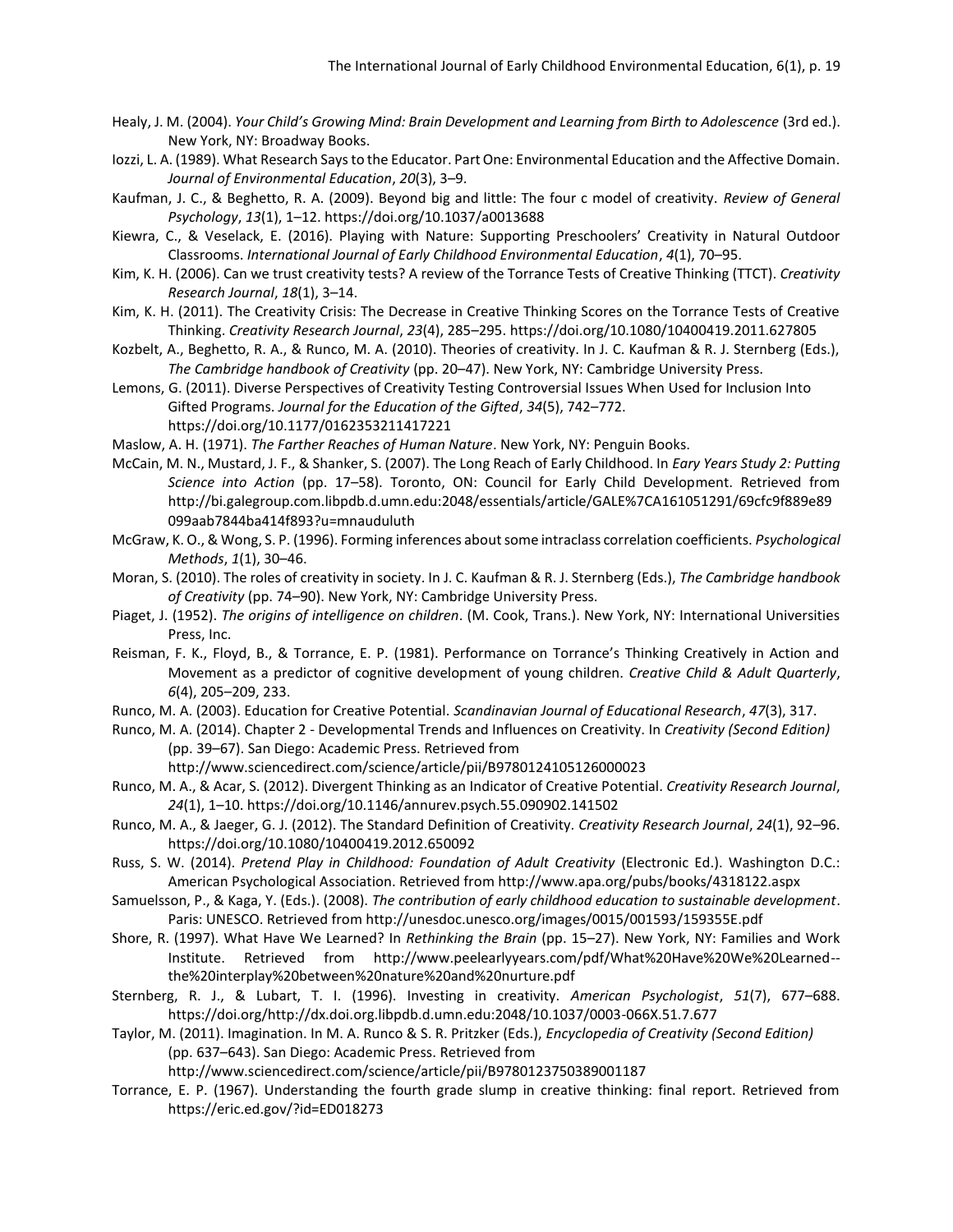Healy, J. M. (2004). *Your Child's Growing Mind: Brain Development and Learning from Birth to Adolescence* (3rd ed.). New York, NY: Broadway Books.

Iozzi, L. A. (1989). What Research Says to the Educator. Part One: Environmental Education and the Affective Domain. *Journal of Environmental Education*, *20*(3), 3–9.

Kaufman, J. C., & Beghetto, R. A. (2009). Beyond big and little: The four c model of creativity. *Review of General Psychology*, *13*(1), 1–12. https://doi.org/10.1037/a0013688

Kiewra, C., & Veselack, E. (2016). Playing with Nature: Supporting Preschoolers' Creativity in Natural Outdoor Classrooms. *International Journal of Early Childhood Environmental Education*, *4*(1), 70–95.

Kim, K. H. (2006). Can we trust creativity tests? A review of the Torrance Tests of Creative Thinking (TTCT). *Creativity Research Journal*, *18*(1), 3–14.

Kim, K. H. (2011). The Creativity Crisis: The Decrease in Creative Thinking Scores on the Torrance Tests of Creative Thinking. *Creativity Research Journal*, *23*(4), 285–295. https://doi.org/10.1080/10400419.2011.627805

Kozbelt, A., Beghetto, R. A., & Runco, M. A. (2010). Theories of creativity. In J. C. Kaufman & R. J. Sternberg (Eds.), *The Cambridge handbook of Creativity* (pp. 20–47). New York, NY: Cambridge University Press.

Lemons, G. (2011). Diverse Perspectives of Creativity Testing Controversial Issues When Used for Inclusion Into Gifted Programs. *Journal for the Education of the Gifted*, *34*(5), 742–772. https://doi.org/10.1177/0162353211417221

Maslow, A. H. (1971). *The Farther Reaches of Human Nature*. New York, NY: Penguin Books.

McCain, M. N., Mustard, J. F., & Shanker, S. (2007). The Long Reach of Early Childhood. In *Eary Years Study 2: Putting Science into Action* (pp. 17–58). Toronto, ON: Council for Early Child Development. Retrieved from http://bi.galegroup.com.libpdb.d.umn.edu:2048/essentials/article/GALE%7CA161051291/69cfc9f889e89099aab7844ba414f893?u=mnauduluth

McGraw, K. O., & Wong, S. P. (1996). Forming inferences about some intraclass correlation coefficients. *Psychological Methods*, *1*(1), 30–46.

Moran, S. (2010). The roles of creativity in society. In J. C. Kaufman & R. J. Sternberg (Eds.), *The Cambridge handbook of Creativity* (pp. 74–90). New York, NY: Cambridge University Press.

Piaget, J. (1952). *The origins of intelligence on children*. (M. Cook, Trans.). New York, NY: International Universities Press, Inc.

Reisman, F. K., Floyd, B., & Torrance, E. P. (1981). Performance on Torrance's Thinking Creatively in Action and Movement as a predictor of cognitive development of young children. *Creative Child & Adult Quarterly*, *6*(4), 205–209, 233.

Runco, M. A. (2003). Education for Creative Potential. *Scandinavian Journal of Educational Research*, *47*(3), 317.

Runco, M. A. (2014). Chapter 2 - Developmental Trends and Influences on Creativity. In *Creativity (Second Edition)* (pp. 39–67). San Diego: Academic Press. Retrieved from http://www.sciencedirect.com/science/article/pii/B9780124105126000023

Runco, M. A., & Acar, S. (2012). Divergent Thinking as an Indicator of Creative Potential. *Creativity Research Journal*, *24*(1), 1–10. https://doi.org/10.1146/annurev.psych.55.090902.141502

Runco, M. A., & Jaeger, G. J. (2012). The Standard Definition of Creativity. *Creativity Research Journal*, *24*(1), 92–96. https://doi.org/10.1080/10400419.2012.650092

Russ, S. W. (2014). *Pretend Play in Childhood: Foundation of Adult Creativity* (Electronic Ed.). Washington D.C.: American Psychological Association. Retrieved from http://www.apa.org/pubs/books/4318122.aspx

Samuelsson, P., & Kaga, Y. (Eds.). (2008). *The contribution of early childhood education to sustainable development*. Paris: UNESCO. Retrieved from http://unesdoc.unesco.org/images/0015/001593/159355E.pdf

Shore, R. (1997). What Have We Learned? In *Rethinking the Brain* (pp. 15–27). New York, NY: Families and Work Institute. Retrieved from http://www.peelearlyyears.com/pdf/What%20Have%20We%20Learned--the%20interplay%20between%20nature%20and%20nurture.pdf

Sternberg, R. J., & Lubart, T. I. (1996). Investing in creativity. *American Psychologist*, *51*(7), 677–688. https://doi.org/http://dx.doi.org.libpdb.d.umn.edu:2048/10.1037/0003-066X.51.7.677

Taylor, M. (2011). Imagination. In M. A. Runco & S. R. Pritzker (Eds.), *Encyclopedia of Creativity (Second Edition)* (pp. 637–643). San Diego: Academic Press. Retrieved from http://www.sciencedirect.com/science/article/pii/B9780123750389001187

Torrance, E. P. (1967). Understanding the fourth grade slump in creative thinking: final report. Retrieved from https://eric.ed.gov/?id=ED018273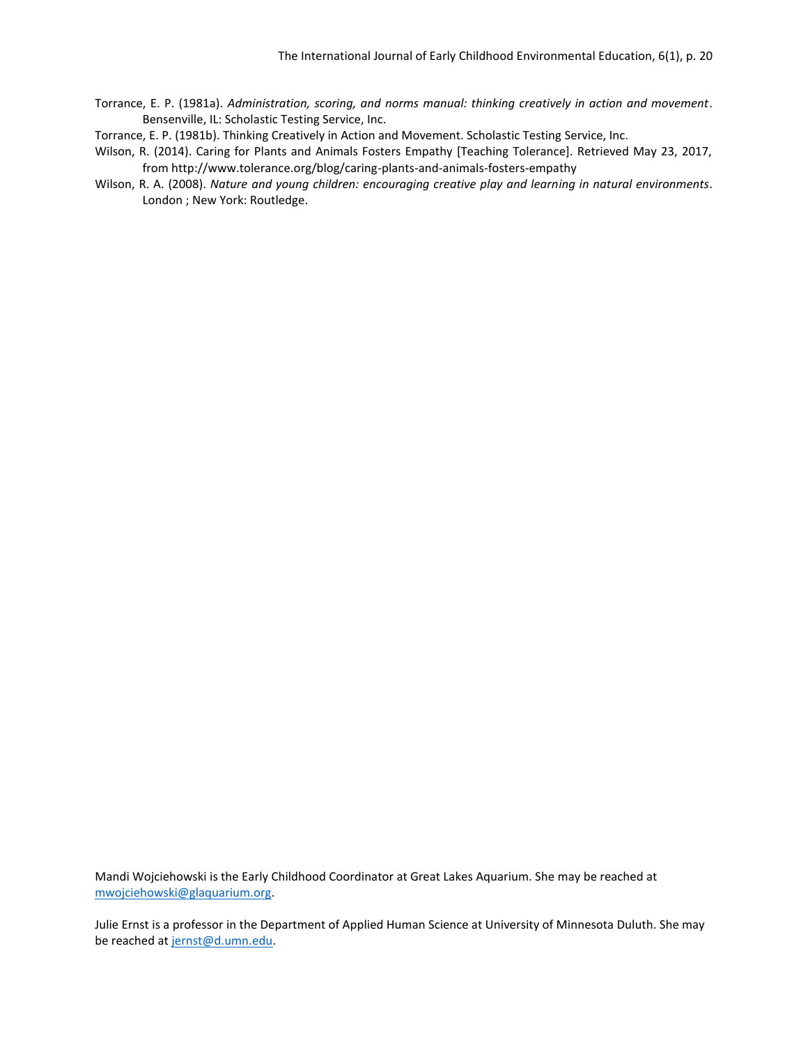Torrance, E. P. (1981a). *Administration, scoring, and norms manual: thinking creatively in action and movement*. Bensenville, IL: Scholastic Testing Service, Inc.

Torrance, E. P. (1981b). Thinking Creatively in Action and Movement. Scholastic Testing Service, Inc.

Wilson, R. (2014). Caring for Plants and Animals Fosters Empathy [Teaching Tolerance]. Retrieved May 23, 2017, from http://www.tolerance.org/blog/caring-plants-and-animals-fosters-empathy

Wilson, R. A. (2008). *Nature and young children: encouraging creative play and learning in natural environments*. London ; New York: Routledge.

Mandi Wojciehowski is the Early Childhood Coordinator at Great Lakes Aquarium. She may be reached at mwojciehowski@glaquarium.org.

Julie Ernst is a professor in the Department of Applied Human Science at University of Minnesota Duluth. She may be reached at jernst@d.umn.edu.